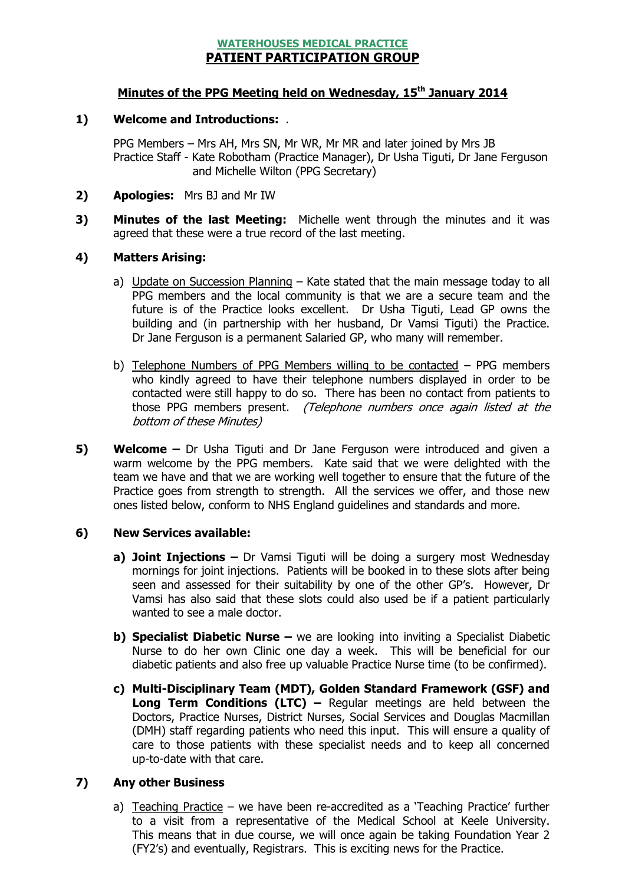**WATERHOUSES MEDICAL PRACTICE**

# PATIENT PARTICIPATION GROUP

## Minutes of the PPG Meeting held on Wednesday, 15th January 2014

**1) Welcome and Introductions:** .

PPG Members – Mrs AH, Mrs SN, Mr WR, Mr MR and later joined by Mrs JB
Practice Staff - Kate Robotham (Practice Manager), Dr Usha Tiguti, Dr Jane Ferguson and Michelle Wilton (PPG Secretary)

**2) Apologies:** Mrs BJ and Mr IW

**3) Minutes of the last Meeting:** Michelle went through the minutes and it was agreed that these were a true record of the last meeting.

**4) Matters Arising:**

a) Update on Succession Planning – Kate stated that the main message today to all PPG members and the local community is that we are a secure team and the future is of the Practice looks excellent. Dr Usha Tiguti, Lead GP owns the building and (in partnership with her husband, Dr Vamsi Tiguti) the Practice. Dr Jane Ferguson is a permanent Salaried GP, who many will remember.

b) Telephone Numbers of PPG Members willing to be contacted – PPG members who kindly agreed to have their telephone numbers displayed in order to be contacted were still happy to do so. There has been no contact from patients to those PPG members present. *(Telephone numbers once again listed at the bottom of these Minutes)*

**5) Welcome –** Dr Usha Tiguti and Dr Jane Ferguson were introduced and given a warm welcome by the PPG members. Kate said that we were delighted with the team we have and that we are working well together to ensure that the future of the Practice goes from strength to strength. All the services we offer, and those new ones listed below, conform to NHS England guidelines and standards and more.

**6) New Services available:**

**a) Joint Injections –** Dr Vamsi Tiguti will be doing a surgery most Wednesday mornings for joint injections. Patients will be booked in to these slots after being seen and assessed for their suitability by one of the other GP's. However, Dr Vamsi has also said that these slots could also used be if a patient particularly wanted to see a male doctor.

**b) Specialist Diabetic Nurse –** we are looking into inviting a Specialist Diabetic Nurse to do her own Clinic one day a week. This will be beneficial for our diabetic patients and also free up valuable Practice Nurse time (to be confirmed).

**c) Multi-Disciplinary Team (MDT), Golden Standard Framework (GSF) and Long Term Conditions (LTC) –** Regular meetings are held between the Doctors, Practice Nurses, District Nurses, Social Services and Douglas Macmillan (DMH) staff regarding patients who need this input. This will ensure a quality of care to those patients with these specialist needs and to keep all concerned up-to-date with that care.

**7) Any other Business**

a) Teaching Practice – we have been re-accredited as a 'Teaching Practice' further to a visit from a representative of the Medical School at Keele University. This means that in due course, we will once again be taking Foundation Year 2 (FY2's) and eventually, Registrars. This is exciting news for the Practice.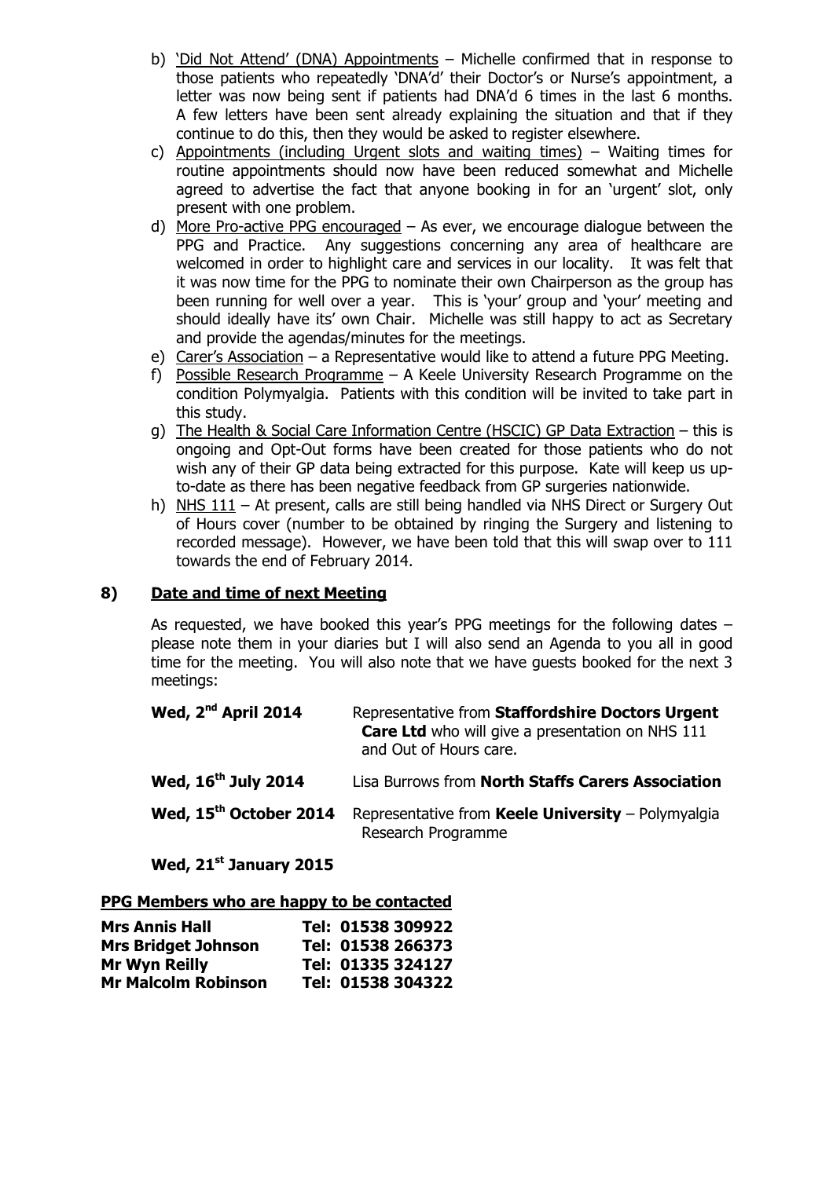b) <u>'Did Not Attend' (DNA) Appointments</u> – Michelle confirmed that in response to those patients who repeatedly 'DNA'd' their Doctor's or Nurse's appointment, a letter was now being sent if patients had DNA'd 6 times in the last 6 months. A few letters have been sent already explaining the situation and that if they continue to do this, then they would be asked to register elsewhere.

c) <u>Appointments (including Urgent slots and waiting times)</u> – Waiting times for routine appointments should now have been reduced somewhat and Michelle agreed to advertise the fact that anyone booking in for an 'urgent' slot, only present with one problem.

d) <u>More Pro-active PPG encouraged</u> – As ever, we encourage dialogue between the PPG and Practice. Any suggestions concerning any area of healthcare are welcomed in order to highlight care and services in our locality. It was felt that it was now time for the PPG to nominate their own Chairperson as the group has been running for well over a year. This is 'your' group and 'your' meeting and should ideally have its' own Chair. Michelle was still happy to act as Secretary and provide the agendas/minutes for the meetings.

e) <u>Carer's Association</u> – a Representative would like to attend a future PPG Meeting.

f) <u>Possible Research Programme</u> – A Keele University Research Programme on the condition Polymyalgia. Patients with this condition will be invited to take part in this study.

g) <u>The Health & Social Care Information Centre (HSCIC) GP Data Extraction</u> – this is ongoing and Opt-Out forms have been created for those patients who do not wish any of their GP data being extracted for this purpose. Kate will keep us up-to-date as there has been negative feedback from GP surgeries nationwide.

h) <u>NHS 111</u> – At present, calls are still being handled via NHS Direct or Surgery Out of Hours cover (number to be obtained by ringing the Surgery and listening to recorded message). However, we have been told that this will swap over to 111 towards the end of February 2014.

## 8) <u>Date and time of next Meeting</u>

As requested, we have booked this year's PPG meetings for the following dates – please note them in your diaries but I will also send an Agenda to you all in good time for the meeting. You will also note that we have guests booked for the next 3 meetings:

| | |
|---|---|
| **Wed, 2nd April 2014** | Representative from **Staffordshire Doctors Urgent Care Ltd** who will give a presentation on NHS 111 and Out of Hours care. |
| **Wed, 16th July 2014** | Lisa Burrows from **North Staffs Carers Association** |
| **Wed, 15th October 2014** | Representative from **Keele University** – Polymyalgia Research Programme |
| **Wed, 21st January 2015** | |

**<u>PPG Members who are happy to be contacted</u>**

| | |
|---|---|
| **Mrs Annis Hall** | **Tel: 01538 309922** |
| **Mrs Bridget Johnson** | **Tel: 01538 266373** |
| **Mr Wyn Reilly** | **Tel: 01335 324127** |
| **Mr Malcolm Robinson** | **Tel: 01538 304322** |